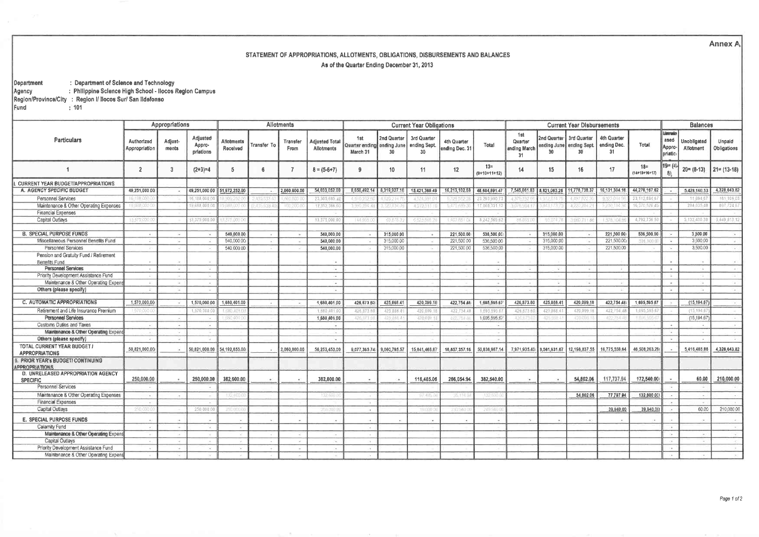Annex A

## STATEMENT OF APPROPRIATIONS, ALLOTMENTS, OBLIGATIONS, DISBURSEMENTS AND BALANCES

As of the Quarter Ending December 31, 2013

Department : Department of Science and Technology
Agency : Philippine Science High School - Ilocos Region Campus
Region/Province/City : Region I/ Ilocos Sur/ San Ildefonso
Fund : 101

| Particulars | Appropriations | | | Allotments | | | | Current Year Obligations | | | | | Current Year Disbursements | | | | | Balances | | |
|---|---|---|---|---|---|---|---|---|---|---|---|---|---|---|---|---|---|---|---|---|
| | Authorized Appropriation | Adjust-ments | Adjusted Appro-priations | Allotments Received | Transfer To | Transfer From | Adjusted Total Allotments | 1st Quarter ending March 31 | 2nd Quarter ending June 30 | 3rd Quarter ending Sept. 30 | 4th Quarter ending Dec. 31 | Total | 1st Quarter ending March 31 | 2nd Quarter ending June 30 | 3rd Quarter ending Sept. 30 | 4th Quarter ending Dec. 31 | Total | Unreleased Appropriation | Unobligated Allotment | Unpaid Obligations |
| 1 | 2 | 3 | (2+3)=4 | 5 | 6 | 7 | 8 = (5-6+7) | 9 | 10 | 11 | 12 | 13= (9+10+11+12) | 14 | 15 | 16 | 17 | 18= (14+15+16+17) | 19= (4-8) | 20= (8-13) | 21= (13-18) |
| I. CURRENT YEAR BUDGET/APPROPRIATIONS | | | | | | | | | | | | | | | | | | | | |
| A. AGENCY SPECIFIC BUDGET | 49,251,000.00 | - | 49,251,000.00 | 51,972,252.00 | - | 2,060,800.00 | 54,033,052.00 | 8,650,492.14 | 8,318,927.16 | 15,421,369.49 | 16,213,102.68 | 48,604,891.47 | 7,545,061.83 | 8,821,063.26 | 11,778,738.37 | 16,131,304.16 | 44,276,167.62 | - | 5,428,160.53 | 4,328,643.82 |
| Personnel Services | 16,188,000.00 | - | 16,188,000.00 | 18,909,252.00 | 2,435,633.40 | 1,960,600.00 | 23,305,685.40 | 4,510,232.60 | 4,929,214.75 | 4,524,391.04 | 9,329,552.28 | 23,293,990.73 | 4,379,232.60 | 4,910,614.75 | 4,497,822.30 | 9,320,014.98 | 23,112,884.67 | - | 11,694.67 | 181,106.03 |
| Maintenance & Other Operating Expenses | 19,688,000.00 | - | 19,688,000.00 | 19,688,000.00 | (2,435,633.40) | 100,200.00 | 17,352,366.60 | 3,995,294.49 | 3,320,834.09 | 4,272,913.18 | 5,479,689.36 | 17,068,331.12 | 3,076,964.17 | 3,843,173.73 | 4,220,204.21 | 5,230,184.34 | 16,370,526.45 | - | 284,035.48 | 697,724.67 |
| Financial Expenses | | | | | | | | | | | | | | | | | | | | |
| Capital Outlays | 13,375,000.00 | - | 13,375,000.00 | 13,375,000.00 | | | 13,375,000.00 | 144,965.00 | 68,878.32 | 6,623,865.26 | 1,403,861.04 | 8,242,569.62 | 88,865.00 | 67,074.78 | 3,060,711.86 | 1,576,104.89 | 4,792,756.50 | - | 5,132,430.38 | 3,449,813.12 |
| B. SPECIAL PURPOSE FUNDS | - | - | - | 540,000.00 | - | - | 540,000.00 | - | 315,000.00 | - | 221,500.00 | 536,500.00 | - | 315,000.00 | - | 221,500.00 | 536,500.00 | - | 3,500.00 | - |
| Miscellaneous Personnel Benefits Fund | - | - | - | 540,000.00 | - | - | 540,000.00 | - | 315,000.00 | - | 221,500.00 | 536,500.00 | - | 315,000.00 | - | 221,500.00 | 536,500.00 | - | 3,500.00 | - |
| Personnel Services | - | - | - | 540,000.00 | - | - | 540,000.00 | - | 315,000.00 | - | 221,500.00 | 536,500.00 | - | 315,000.00 | - | 221,500.00 | - | - | 3,500.00 | - |
| Pension and Gratuity Fund / Retirement Benefits Fund | - | - | - | | | | - | - | - | - | - | - | | | | | | - | - | - |
| Personnel Services | - | - | - | | | | - | - | - | - | - | - | - | - | - | - | | - | - | - |
| Priority Development Assistance Fund | - | - | - | | | | - | - | - | - | - | - | | | | | | - | - | - |
| Maintenance & Other Operating Expenses | - | - | - | | | | - | - | - | - | - | - | - | - | - | - | | - | - | - |
| Others (please specify) | - | - | - | | | | - | - | - | - | - | - | - | - | - | - | | - | - | - |
| C. AUTOMATIC APPROPRIATIONS | 1,570,000.00 | - | 1,570,000.00 | 1,680,401.00 | - | - | 1,680,401.00 | 426,873.60 | 425,868.41 | 420,099.18 | 422,754.48 | 1,695,595.67 | 426,873.60 | 425,868.41 | 420,099.18 | 422,754.48 | 1,695,595.67 | - | (15,194.67) | - |
| Retirement and Life Insurance Premium | 1,570,000.00 | - | 1,570,000.00 | 1,680,401.00 | | | 1,680,401.00 | 426,873.60 | 425,868.41 | 420,099.18 | 422,754.48 | 1,695,595.67 | 426,873.60 | 425,868.41 | 420,099.18 | 422,754.48 | 1,695,595.67 | - | (15,194.67) | - |
| Personnel Services | | - | - | 1,680,401.00 | | | 1,680,401.00 | 426,873.60 | 425,868.41 | 420,099.18 | 422,754.48 | 1,695,595.67 | 426,873.60 | 425,868.41 | 420,099.18 | 422,754.48 | 1,695,595.67 | | (15,194.67) | - |
| Customs Duties and Taxes | - | - | - | | | | - | - | - | - | - | - | | | | | | - | - | - |
| Maintenance & Other Operating Expenses | - | - | - | | | | - | - | - | - | - | - | | | | | | - | - | - |
| Others (please specify) | - | - | - | | | | - | - | - | - | - | - | | | | | | - | - | - |
| TOTAL CURRENT YEAR BUDGET / APPROPRIATIONS | 50,821,000.00 | - | 50,821,000.00 | 54,192,653.00 | - | 2,060,800.00 | 56,253,453.00 | 9,077,365.74 | 9,060,795.57 | 15,841,468.67 | 16,857,357.16 | 50,836,987.14 | 7,971,935.43 | 9,561,931.67 | 12,198,837.55 | 16,775,558.64 | 46,508,263.29 | - | 5,416,465.86 | 4,328,643.82 |
| II. PRIOR YEAR's BUDGET/ CONTINUING APPROPRIATIONS | | | | | | | | | | | | | | | | | | | | |
| D. UNRELEASED APPROPRIATION AGENCY SPECIFIC | 250,000.00 | - | 250,000.00 | 382,600.00 | - | - | 382,600.00 | - | - | 116,485.06 | 266,054.94 | 382,540.00 | - | - | 54,802.06 | 117,737.94 | 172,540.00 | - | 60.00 | 210,000.00 |
| Personnel Services | | | - | | | | | | | | | | | | | | | | | |
| Maintenance & Other Operating Expenses | - | - | - | 132,600.00 | | | 132,600.00 | - | | 97,485.06 | 35,114.94 | 132,600.00 | | | 54,802.06 | 77,797.94 | 132,600.00 | - | - | - |
| Financial Expenses | - | | - | | | | | - | | | | | | | | | | - | - | - |
| Capital Outlays | 250,000.00 | - | 250,000.00 | 250,000.00 | | | 250,000.00 | - | | 19,000.00 | 230,940.00 | 249,940.00 | | | | 39,940.00 | 39,940.00 | - | 60.00 | 210,000.00 |
| E. SPECIAL PURPOSE FUNDS | - | - | - | - | - | - | - | - | - | - | - | - | - | - | - | - | - | - | - | - |
| Calamity Fund | - | - | - | - | | | | - | | | | | | | | | | - | | |
| Maintenance & Other Operating Expenses | - | - | - | - | - | - | - | - | | | | | | | | | | - | - | - |
| Capital Outlays | - | - | - | - | - | - | - | - | | | | | | | | | | - | - | - |
| Priority Development Assistance Fund | - | - | - | - | - | - | - | - | | | | | | | | | | - | | |
| Maintenance & Other Operating Expenses | - | - | - | - | - | - | - | - | | | | | | | | | | - | - | - |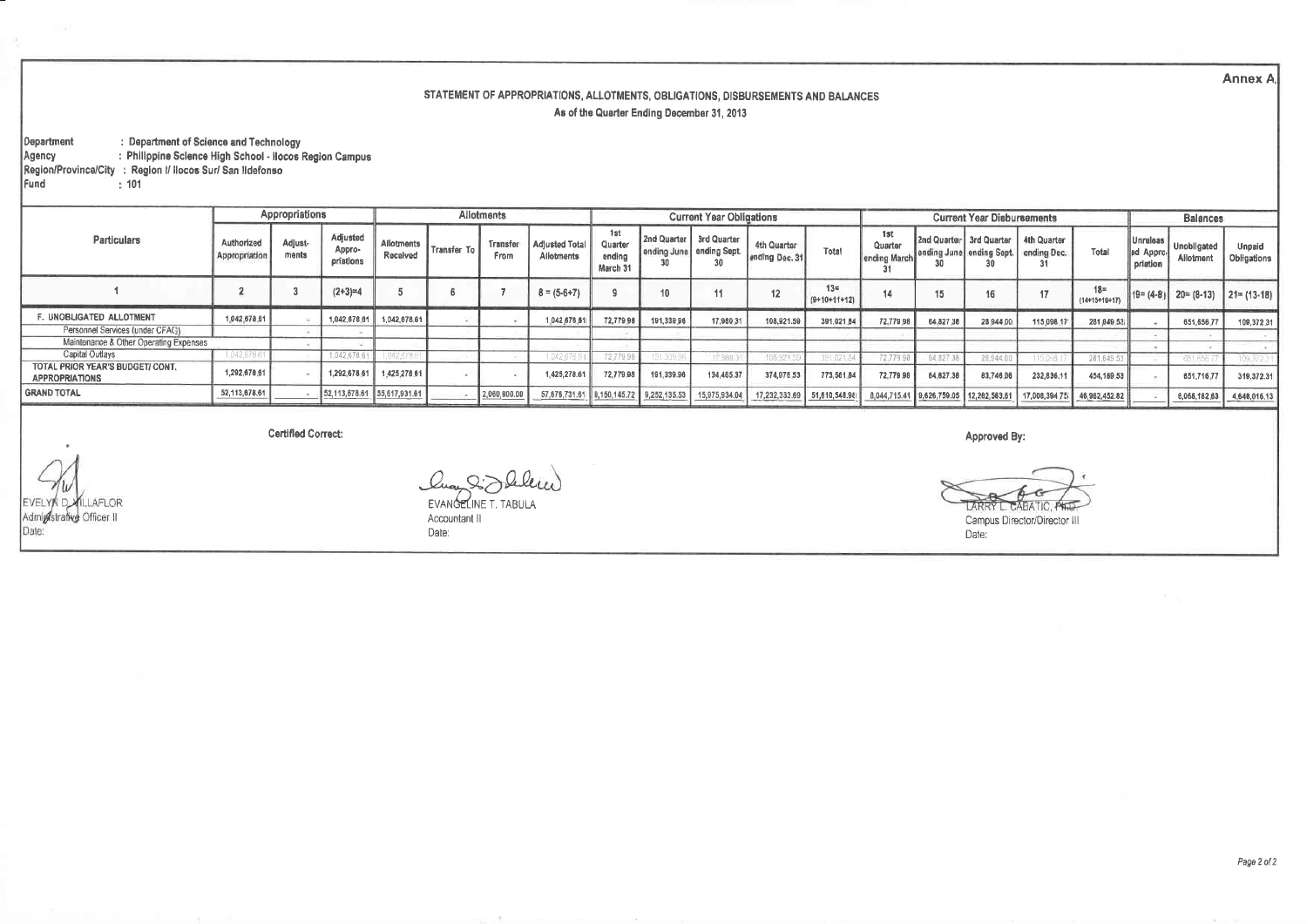Annex A

# STATEMENT OF APPROPRIATIONS, ALLOTMENTS, OBLIGATIONS, DISBURSEMENTS AND BALANCES

As of the Quarter Ending December 31, 2013

Department : Department of Science and Technology
Agency : Philippine Science High School - Ilocos Region Campus
Region/Province/City : Region I/ Ilocos Sur/ San Ildefonso
Fund : 101

| Particulars | Appropriations | | | Allotments | | | | Current Year Obligations | | | | | Current Year Disbursements | | | | | Balances | | |
|---|---|---|---|---|---|---|---|---|---|---|---|---|---|---|---|---|---|---|---|---|
| | Authorized Appropriation | Adjust-ments | Adjusted Appro-priations | Allotments Received | Transfer To | Transfer From | Adjusted Total Allotments | 1st Quarter ending March 31 | 2nd Quarter ending June 30 | 3rd Quarter ending Sept. 30 | 4th Quarter ending Dec. 31 | Total | 1st Quarter ending March 31 | 2nd Quarter ending June 30 | 3rd Quarter ending Sept. 30 | 4th Quarter ending Dec. 31 | Total | Unreleased Appropriation | Unobligated Allotment | Unpaid Obligations |
| 1 | 2 | 3 | (2+3)=4 | 5 | 6 | 7 | 8 = (5-6+7) | 9 | 10 | 11 | 12 | 13= (9+10+11+12) | 14 | 15 | 16 | 17 | 18= (14+15+16+17) | 19= (4-8) | 20= (8-13) | 21= (13-18) |
| F. UNOBLIGATED ALLOTMENT | 1,042,678.61 | - | 1,042,678.61 | 1,042,678.61 | - | - | 1,042,678.61 | 72,779.98 | 191,339.96 | 17,980.31 | 108,921.59 | 391,021.84 | 72,779.98 | 64,827.38 | 28,944.00 | 115,098.17 | 281,649.53 | - | 651,656.77 | 109,372.31 |
| Personnel Services (under CFAG) | | - | - | | | | | - | - | | | | - | | | | | - | - | - |
| Maintenance & Other Operating Expenses | | - | - | | | | | | | | | | | | | | | - | - | - |
| Capital Outlays | 1,042,678.61 | - | 1,042,678.61 | 1,042,678.61 | - | - | 1,042,678.61 | 72,779.98 | 191,339.96 | 17,980.31 | 108,921.59 | 391,021.84 | 72,779.98 | 64,827.38 | 28,944.00 | 115,098.17 | 281,649.53 | - | 651,656.77 | 109,372.31 |
| TOTAL PRIOR YEAR'S BUDGET/ CONT. APPROPRIATIONS | 1,292,678.61 | - | 1,292,678.61 | 1,425,278.61 | - | - | 1,425,278.61 | 72,779.98 | 191,339.96 | 134,465.37 | 374,976.53 | 773,561.84 | 72,779.98 | 64,827.38 | 83,746.06 | 232,836.11 | 454,189.53 | - | 651,716.77 | 319,372.31 |
| GRAND TOTAL | 52,113,678.61 | - | 52,113,678.61 | 55,617,931.61 | - | 2,060,800.00 | 57,678,731.61 | 9,150,145.72 | 9,252,135.53 | 15,975,934.04 | 17,232,333.69 | 51,610,548.98 | 8,044,715.41 | 9,626,759.05 | 12,282,583.61 | 17,008,394.75 | 46,962,452.82 | - | 6,068,182.63 | 4,648,016.13 |

Certified Correct:

EVELYN D. VILLAFLOR
Administrative Officer II
Date:

EVANGELINE T. TABULA
Accountant II
Date:

Approved By:

LARRY L. CABATIC, PhD.
Campus Director/Director III
Date: